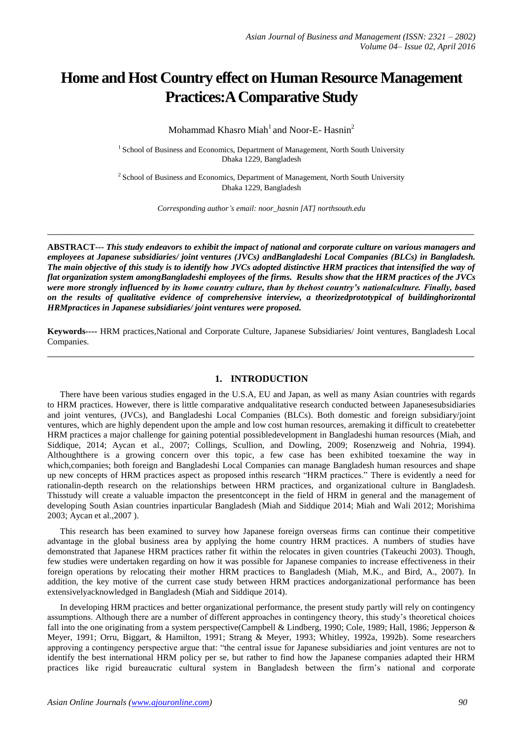# Home and Host Country effect on Human Resource Management Practices:A Comparative Study

Mohammad Khasro Miah[1] and Noor-E- Hasnin[2]

[1] School of Business and Economics, Department of Management, North South University Dhaka 1229, Bangladesh

[2] School of Business and Economics, Department of Management, North South University Dhaka 1229, Bangladesh

*Corresponding author's email: noor_hasnin [AT] northsouth.edu*

---

**ABSTRACT---** ***This study endeavors to exhibit the impact of national and corporate culture on various managers and employees at Japanese subsidiaries/ joint ventures (JVCs) andBangladeshi Local Companies (BLCs) in Bangladesh. The main objective of this study is to identify how JVCs adopted distinctive HRM practices that intensified the way of flat organization system amongBangladeshi employees of the firms. Results show that the HRM practices of the JVCs were more strongly influenced by its home country culture, than by thehost country's nationalculture. Finally, based on the results of qualitative evidence of comprehensive interview, a theorizedprototypical of buildinghorizontal HRMpractices in Japanese subsidiaries/ joint ventures were proposed.***

**Keywords----** HRM practices,National and Corporate Culture, Japanese Subsidiaries/ Joint ventures, Bangladesh Local Companies.

---

## 1. INTRODUCTION

There have been various studies engaged in the U.S.A, EU and Japan, as well as many Asian countries with regards to HRM practices. However, there is little comparative andqualitative research conducted between Japanesesubsidiaries and joint ventures, (JVCs), and Bangladeshi Local Companies (BLCs). Both domestic and foreign subsidiary/joint ventures, which are highly dependent upon the ample and low cost human resources, aremaking it difficult to createbetter HRM practices a major challenge for gaining potential possibledevelopment in Bangladeshi human resources (Miah, and Siddique, 2014; Aycan et al., 2007; Collings, Scullion, and Dowling, 2009; Rosenzweig and Nohria, 1994). Althoughthere is a growing concern over this topic, a few case has been exhibited toexamine the way in which,companies; both foreign and Bangladeshi Local Companies can manage Bangladesh human resources and shape up new concepts of HRM practices aspect as proposed inthis research "HRM practices." There is evidently a need for rationalin-depth research on the relationships between HRM practices, and organizational culture in Bangladesh. Thisstudy will create a valuable impacton the presentconcept in the field of HRM in general and the management of developing South Asian countries inparticular Bangladesh (Miah and Siddique 2014; Miah and Wali 2012; Morishima 2003; Aycan et al.,2007 ).

This research has been examined to survey how Japanese foreign overseas firms can continue their competitive advantage in the global business area by applying the home country HRM practices. A numbers of studies have demonstrated that Japanese HRM practices rather fit within the relocates in given countries (Takeuchi 2003). Though, few studies were undertaken regarding on how it was possible for Japanese companies to increase effectiveness in their foreign operations by relocating their mother HRM practices to Bangladesh (Miah, M.K., and Bird, A., 2007). In addition, the key motive of the current case study between HRM practices andorganizational performance has been extensivelyacknowledged in Bangladesh (Miah and Siddique 2014).

In developing HRM practices and better organizational performance, the present study partly will rely on contingency assumptions. Although there are a number of different approaches in contingency theory, this study's theoretical choices fall into the one originating from a system perspective(Campbell & Lindberg, 1990; Cole, 1989; Hall, 1986; Jepperson & Meyer, 1991; Orru, Biggart, & Hamilton, 1991; Strang & Meyer, 1993; Whitley, 1992a, 1992b). Some researchers approving a contingency perspective argue that: "the central issue for Japanese subsidiaries and joint ventures are not to identify the best international HRM policy per se, but rather to find how the Japanese companies adapted their HRM practices like rigid bureaucratic cultural system in Bangladesh between the firm's national and corporate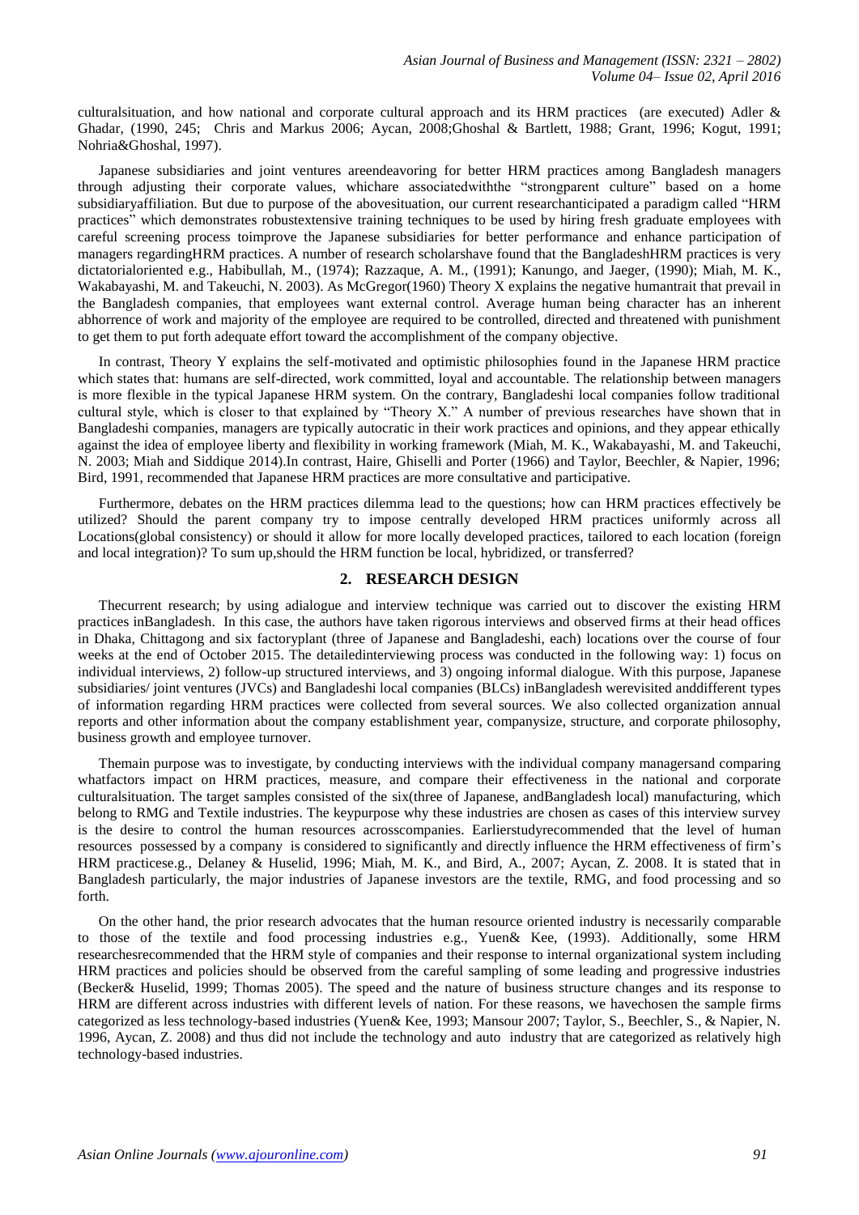culturalsituation, and how national and corporate cultural approach and its HRM practices (are executed) Adler & Ghadar, (1990, 245; Chris and Markus 2006; Aycan, 2008;Ghoshal & Bartlett, 1988; Grant, 1996; Kogut, 1991; Nohria&Ghoshal, 1997).

Japanese subsidiaries and joint ventures areendeavoring for better HRM practices among Bangladesh managers through adjusting their corporate values, whichare associatedwiththe "strongparent culture" based on a home subsidiaryaffiliation. But due to purpose of the abovesituation, our current researchanticipated a paradigm called "HRM practices" which demonstrates robustextensive training techniques to be used by hiring fresh graduate employees with careful screening process toimprove the Japanese subsidiaries for better performance and enhance participation of managers regardingHRM practices. A number of research scholarshave found that the BangladeshHRM practices is very dictatorialoriented e.g., Habibullah, M., (1974); Razzaque, A. M., (1991); Kanungo, and Jaeger, (1990); Miah, M. K., Wakabayashi, M. and Takeuchi, N. 2003). As McGregor(1960) Theory X explains the negative humantrait that prevail in the Bangladesh companies, that employees want external control. Average human being character has an inherent abhorrence of work and majority of the employee are required to be controlled, directed and threatened with punishment to get them to put forth adequate effort toward the accomplishment of the company objective.

In contrast, Theory Y explains the self-motivated and optimistic philosophies found in the Japanese HRM practice which states that: humans are self-directed, work committed, loyal and accountable. The relationship between managers is more flexible in the typical Japanese HRM system. On the contrary, Bangladeshi local companies follow traditional cultural style, which is closer to that explained by "Theory X." A number of previous researches have shown that in Bangladeshi companies, managers are typically autocratic in their work practices and opinions, and they appear ethically against the idea of employee liberty and flexibility in working framework (Miah, M. K., Wakabayashi, M. and Takeuchi, N. 2003; Miah and Siddique 2014).In contrast, Haire, Ghiselli and Porter (1966) and Taylor, Beechler, & Napier, 1996; Bird, 1991, recommended that Japanese HRM practices are more consultative and participative.

Furthermore, debates on the HRM practices dilemma lead to the questions; how can HRM practices effectively be utilized? Should the parent company try to impose centrally developed HRM practices uniformly across all Locations(global consistency) or should it allow for more locally developed practices, tailored to each location (foreign and local integration)? To sum up,should the HRM function be local, hybridized, or transferred?

## 2. RESEARCH DESIGN

Thecurrent research; by using adialogue and interview technique was carried out to discover the existing HRM practices inBangladesh. In this case, the authors have taken rigorous interviews and observed firms at their head offices in Dhaka, Chittagong and six factoryplant (three of Japanese and Bangladeshi, each) locations over the course of four weeks at the end of October 2015. The detailedinterviewing process was conducted in the following way: 1) focus on individual interviews, 2) follow-up structured interviews, and 3) ongoing informal dialogue. With this purpose, Japanese subsidiaries/ joint ventures (JVCs) and Bangladeshi local companies (BLCs) inBangladesh werevisited anddifferent types of information regarding HRM practices were collected from several sources. We also collected organization annual reports and other information about the company establishment year, companysize, structure, and corporate philosophy, business growth and employee turnover.

Themain purpose was to investigate, by conducting interviews with the individual company managersand comparing whatfactors impact on HRM practices, measure, and compare their effectiveness in the national and corporate culturalsituation. The target samples consisted of the six(three of Japanese, andBangladesh local) manufacturing, which belong to RMG and Textile industries. The keypurpose why these industries are chosen as cases of this interview survey is the desire to control the human resources acrosscompanies. Earlierstudyrecommended that the level of human resources possessed by a company is considered to significantly and directly influence the HRM effectiveness of firm's HRM practicese.g., Delaney & Huselid, 1996; Miah, M. K., and Bird, A., 2007; Aycan, Z. 2008. It is stated that in Bangladesh particularly, the major industries of Japanese investors are the textile, RMG, and food processing and so forth.

On the other hand, the prior research advocates that the human resource oriented industry is necessarily comparable to those of the textile and food processing industries e.g., Yuen& Kee, (1993). Additionally, some HRM researchesrecommended that the HRM style of companies and their response to internal organizational system including HRM practices and policies should be observed from the careful sampling of some leading and progressive industries (Becker& Huselid, 1999; Thomas 2005). The speed and the nature of business structure changes and its response to HRM are different across industries with different levels of nation. For these reasons, we havechosen the sample firms categorized as less technology-based industries (Yuen& Kee, 1993; Mansour 2007; Taylor, S., Beechler, S., & Napier, N. 1996, Aycan, Z. 2008) and thus did not include the technology and auto industry that are categorized as relatively high technology-based industries.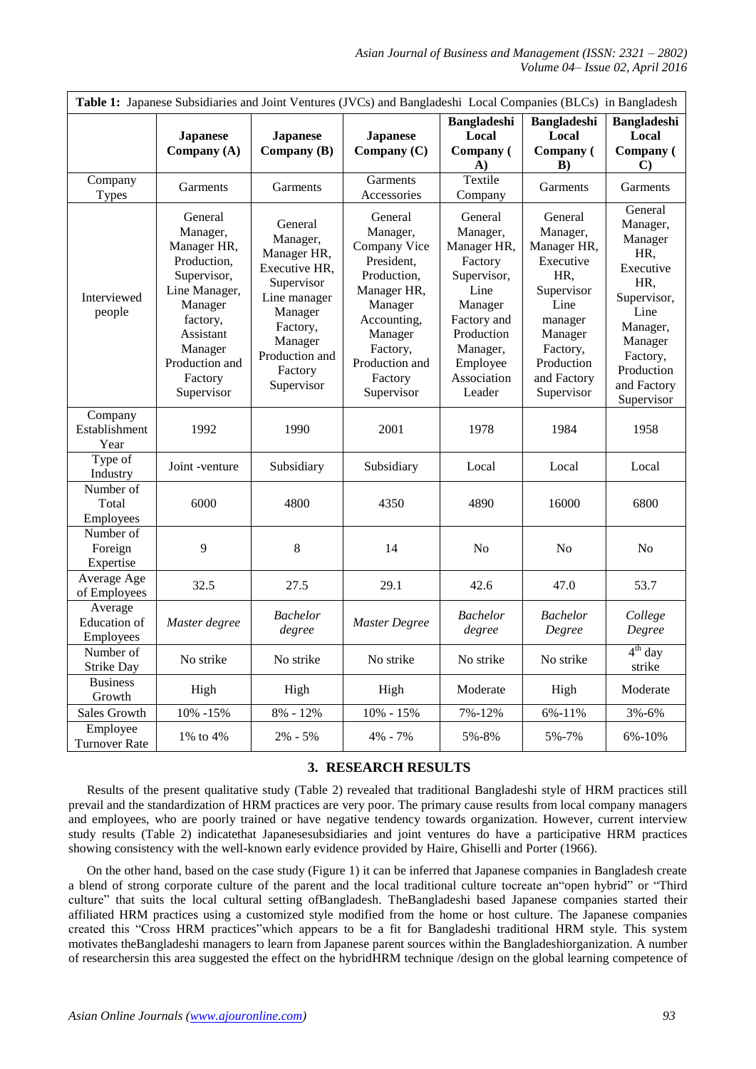**Table 1:** Japanese Subsidiaries and Joint Ventures (JVCs) and Bangladeshi Local Companies (BLCs) in Bangladesh

| | **Japanese Company (A)** | **Japanese Company (B)** | **Japanese Company (C)** | **Bangladeshi Local Company ( A)** | **Bangladeshi Local Company ( B)** | **Bangladeshi Local Company ( C)** |
|---|---|---|---|---|---|---|
| Company Types | Garments | Garments | Garments Accessories | Textile Company | Garments | Garments |
| Interviewed people | General Manager, Manager HR, Production, Supervisor, Line Manager, Manager factory, Assistant Manager Production and Factory Supervisor | General Manager, Manager HR, Executive HR, Supervisor Line manager Manager Factory, Manager Production and Factory Supervisor | General Manager, Company Vice President, Production, Manager HR, Manager Accounting, Manager Factory, Production and Factory Supervisor | General Manager, Manager HR, Factory Supervisor, Line Manager Factory and Production Manager, Employee Association Leader | General Manager, Manager HR, Executive HR, Supervisor Line manager Manager Factory, Production and Factory Supervisor | General Manager, Manager HR, Executive HR, Supervisor, Line Manager, Manager Factory, Production and Factory Supervisor |
| Company Establishment Year | 1992 | 1990 | 2001 | 1978 | 1984 | 1958 |
| Type of Industry | Joint -venture | Subsidiary | Subsidiary | Local | Local | Local |
| Number of Total Employees | 6000 | 4800 | 4350 | 4890 | 16000 | 6800 |
| Number of Foreign Expertise | 9 | 8 | 14 | No | No | No |
| Average Age of Employees | 32.5 | 27.5 | 29.1 | 42.6 | 47.0 | 53.7 |
| Average Education of Employees | *Master degree* | *Bachelor degree* | *Master Degree* | *Bachelor degree* | *Bachelor Degree* | *College Degree* |
| Number of Strike Day | No strike | No strike | No strike | No strike | No strike | 4th day strike |
| Business Growth | High | High | High | Moderate | High | Moderate |
| Sales Growth | 10% -15% | 8% - 12% | 10% - 15% | 7%-12% | 6%-11% | 3%-6% |
| Employee Turnover Rate | 1% to 4% | 2% - 5% | 4% - 7% | 5%-8% | 5%-7% | 6%-10% |

## 3. RESEARCH RESULTS

Results of the present qualitative study (Table 2) revealed that traditional Bangladeshi style of HRM practices still prevail and the standardization of HRM practices are very poor. The primary cause results from local company managers and employees, who are poorly trained or have negative tendency towards organization. However, current interview study results (Table 2) indicatethat Japanesesubsidiaries and joint ventures do have a participative HRM practices showing consistency with the well-known early evidence provided by Haire, Ghiselli and Porter (1966).

On the other hand, based on the case study (Figure 1) it can be inferred that Japanese companies in Bangladesh create a blend of strong corporate culture of the parent and the local traditional culture tocreate an"open hybrid" or "Third culture" that suits the local cultural setting ofBangladesh. TheBangladeshi based Japanese companies started their affiliated HRM practices using a customized style modified from the home or host culture. The Japanese companies created this "Cross HRM practices"which appears to be a fit for Bangladeshi traditional HRM style. This system motivates theBangladeshi managers to learn from Japanese parent sources within the Bangladeshiorganization. A number of researchersin this area suggested the effect on the hybridHRM technique /design on the global learning competence of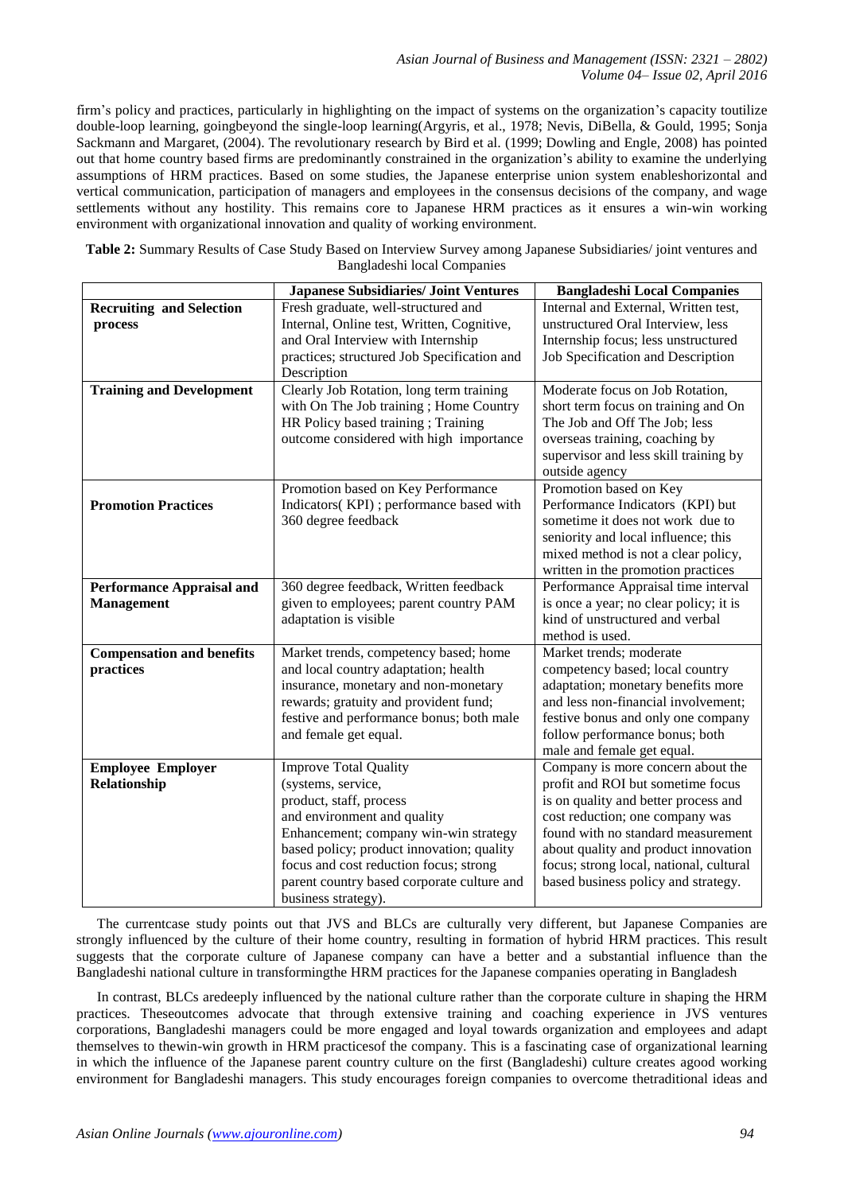firm's policy and practices, particularly in highlighting on the impact of systems on the organization's capacity toutilize double-loop learning, goingbeyond the single-loop learning(Argyris, et al., 1978; Nevis, DiBella, & Gould, 1995; Sonja Sackmann and Margaret, (2004). The revolutionary research by Bird et al. (1999; Dowling and Engle, 2008) has pointed out that home country based firms are predominantly constrained in the organization's ability to examine the underlying assumptions of HRM practices. Based on some studies, the Japanese enterprise union system enableshorizontal and vertical communication, participation of managers and employees in the consensus decisions of the company, and wage settlements without any hostility. This remains core to Japanese HRM practices as it ensures a win-win working environment with organizational innovation and quality of working environment.

**Table 2:** Summary Results of Case Study Based on Interview Survey among Japanese Subsidiaries/ joint ventures and Bangladeshi local Companies

| | **Japanese Subsidiaries/ Joint Ventures** | **Bangladeshi Local Companies** |
|---|---|---|
| **Recruiting and Selection process** | Fresh graduate, well-structured and Internal, Online test, Written, Cognitive, and Oral Interview with Internship practices; structured Job Specification and Description | Internal and External, Written test, unstructured Oral Interview, less Internship focus; less unstructured Job Specification and Description |
| **Training and Development** | Clearly Job Rotation, long term training with On The Job training ; Home Country HR Policy based training ; Training outcome considered with high importance | Moderate focus on Job Rotation, short term focus on training and On The Job and Off The Job; less overseas training, coaching by supervisor and less skill training by outside agency |
| **Promotion Practices** | Promotion based on Key Performance Indicators( KPI) ; performance based with 360 degree feedback | Promotion based on Key Performance Indicators (KPI) but sometime it does not work due to seniority and local influence; this mixed method is not a clear policy, written in the promotion practices |
| **Performance Appraisal and Management** | 360 degree feedback, Written feedback given to employees; parent country PAM adaptation is visible | Performance Appraisal time interval is once a year; no clear policy; it is kind of unstructured and verbal method is used. |
| **Compensation and benefits practices** | Market trends, competency based; home and local country adaptation; health insurance, monetary and non-monetary rewards; gratuity and provident fund; festive and performance bonus; both male and female get equal. | Market trends; moderate competency based; local country adaptation; monetary benefits more and less non-financial involvement; festive bonus and only one company follow performance bonus; both male and female get equal. |
| **Employee Employer Relationship** | Improve Total Quality (systems, service, product, staff, process and environment and quality Enhancement; company win-win strategy based policy; product innovation; quality focus and cost reduction focus; strong parent country based corporate culture and business strategy). | Company is more concern about the profit and ROI but sometime focus is on quality and better process and cost reduction; one company was found with no standard measurement about quality and product innovation focus; strong local, national, cultural based business policy and strategy. |

The currentcase study points out that JVS and BLCs are culturally very different, but Japanese Companies are strongly influenced by the culture of their home country, resulting in formation of hybrid HRM practices. This result suggests that the corporate culture of Japanese company can have a better and a substantial influence than the Bangladeshi national culture in transformingthe HRM practices for the Japanese companies operating in Bangladesh

In contrast, BLCs aredeeply influenced by the national culture rather than the corporate culture in shaping the HRM practices. Theseoutcomes advocate that through extensive training and coaching experience in JVS ventures corporations, Bangladeshi managers could be more engaged and loyal towards organization and employees and adapt themselves to thewin-win growth in HRM practicesof the company. This is a fascinating case of organizational learning in which the influence of the Japanese parent country culture on the first (Bangladeshi) culture creates agood working environment for Bangladeshi managers. This study encourages foreign companies to overcome thetraditional ideas and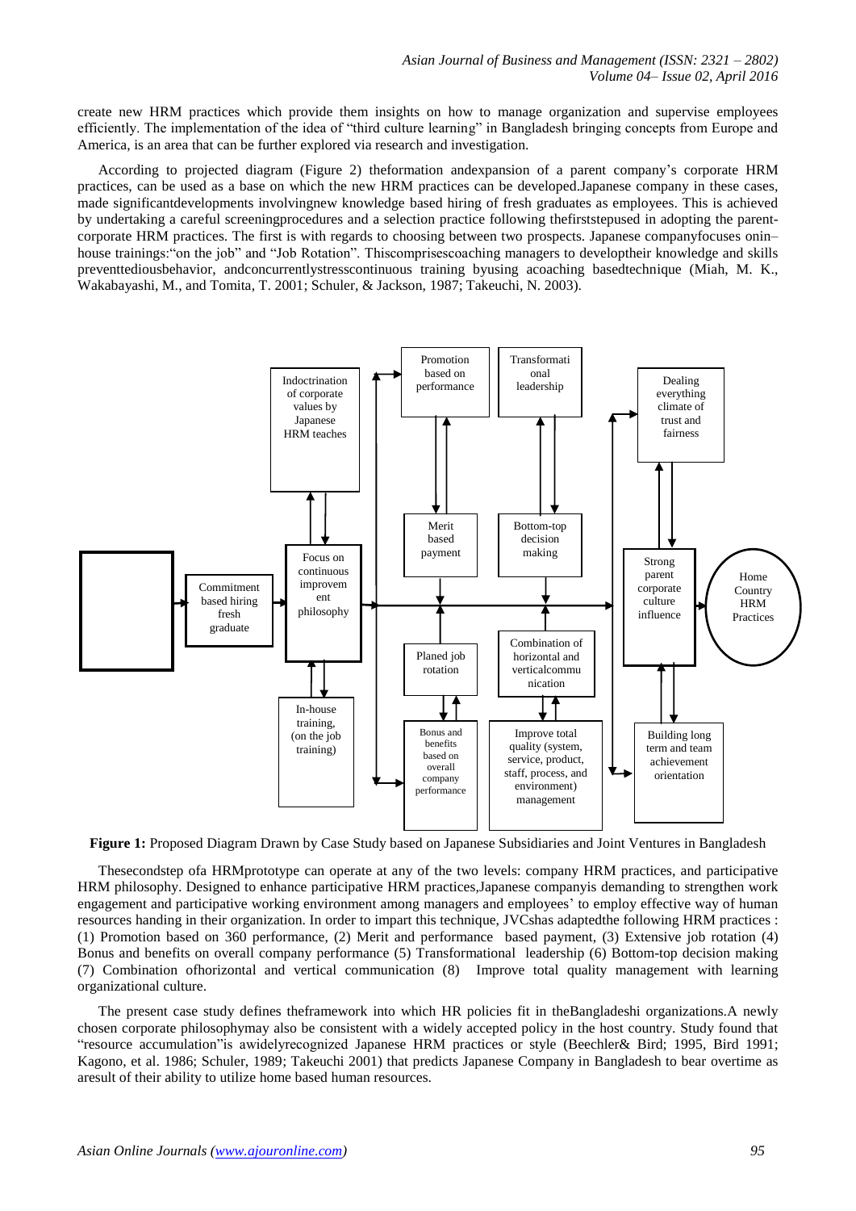create new HRM practices which provide them insights on how to manage organization and supervise employees efficiently. The implementation of the idea of "third culture learning" in Bangladesh bringing concepts from Europe and America, is an area that can be further explored via research and investigation.

According to projected diagram (Figure 2) theformation andexpansion of a parent company's corporate HRM practices, can be used as a base on which the new HRM practices can be developed.Japanese company in these cases, made significantdevelopments involvingnew knowledge based hiring of fresh graduates as employees. This is achieved by undertaking a careful screeningprocedures and a selection practice following thefirststepused in adopting the parent-corporate HRM practices. The first is with regards to choosing between two prospects. Japanese companyfocuses onin–house trainings:"on the job" and "Job Rotation". Thiscomprisescoaching managers to developtheir knowledge and skills preventtediousbehavior, andconcurrentlystresscontinuous training byusing acoaching basedtechnique (Miah, M. K., Wakabayashi, M., and Tomita, T. 2001; Schuler, & Jackson, 1987; Takeuchi, N. 2003).

Indoctrination of corporate values by Japanese HRM teaches

Promotion based on performance

Transformational leadership

Dealing everything climate of trust and fairness

Merit based payment

Bottom-top decision making

Commitment based hiring fresh graduate

Focus on continuous improvement philosophy

Strong parent corporate culture influence

Home Country HRM Practices

Planed job rotation

Combination of horizontal and verticalcommunication

In-house training, (on the job training)

Bonus and benefits based on overall company performance

Improve total quality (system, service, product, staff, process, and environment) management

Building long term and team achievement orientation

**Figure 1:** Proposed Diagram Drawn by Case Study based on Japanese Subsidiaries and Joint Ventures in Bangladesh

Thesecondstep ofa HRMprototype can operate at any of the two levels: company HRM practices, and participative HRM philosophy. Designed to enhance participative HRM practices,Japanese companyis demanding to strengthen work engagement and participative working environment among managers and employees' to employ effective way of human resources handing in their organization. In order to impart this technique, JVCshas adaptedthe following HRM practices : (1) Promotion based on 360 performance, (2) Merit and performance based payment, (3) Extensive job rotation (4) Bonus and benefits on overall company performance (5) Transformational leadership (6) Bottom-top decision making (7) Combination ofhorizontal and vertical communication (8) Improve total quality management with learning organizational culture.

The present case study defines theframework into which HR policies fit in theBangladeshi organizations.A newly chosen corporate philosophymay also be consistent with a widely accepted policy in the host country. Study found that "resource accumulation"is awidelyrecognized Japanese HRM practices or style (Beechler& Bird; 1995, Bird 1991; Kagono, et al. 1986; Schuler, 1989; Takeuchi 2001) that predicts Japanese Company in Bangladesh to bear overtime as aresult of their ability to utilize home based human resources.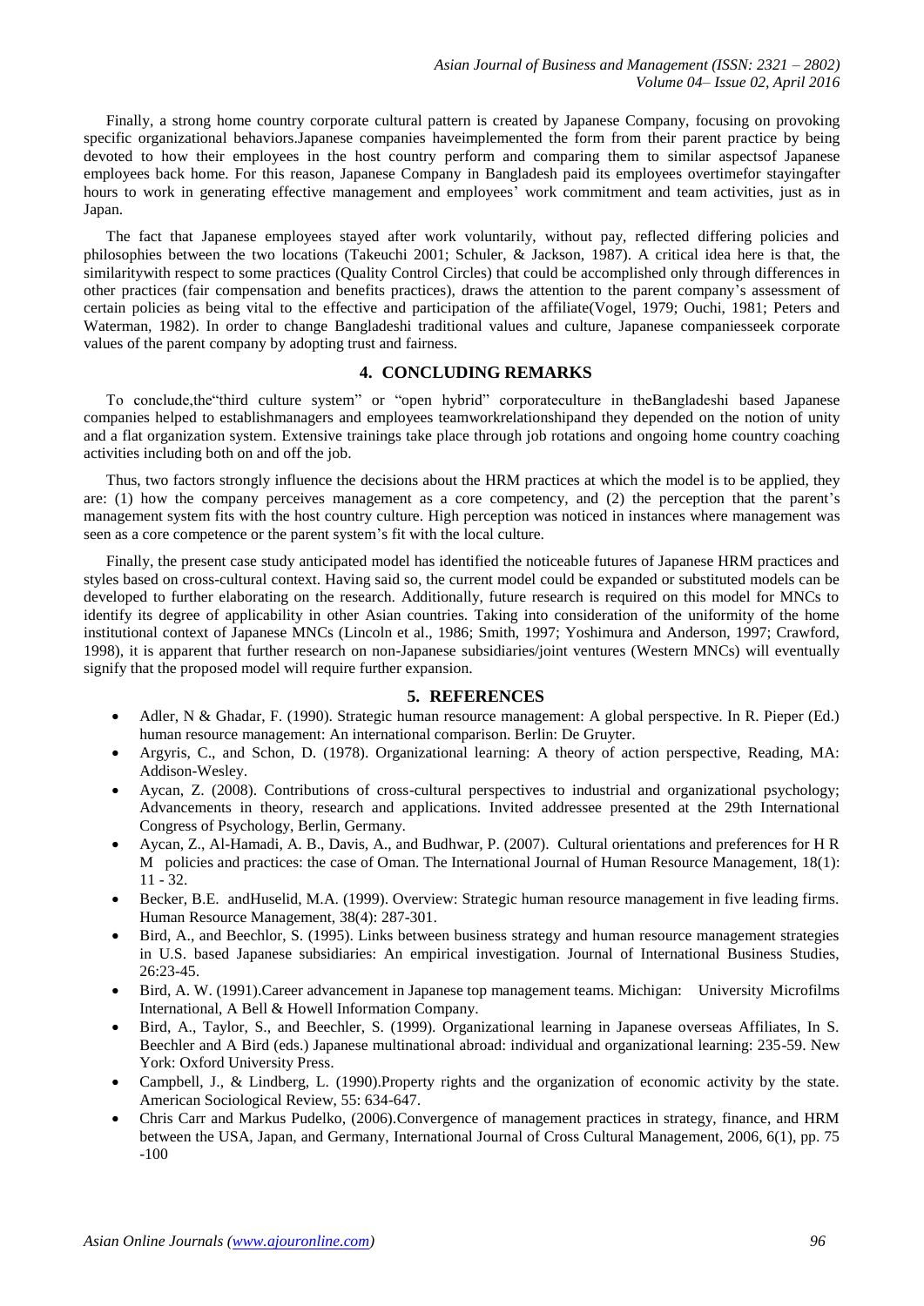Finally, a strong home country corporate cultural pattern is created by Japanese Company, focusing on provoking specific organizational behaviors.Japanese companies haveimplemented the form from their parent practice by being devoted to how their employees in the host country perform and comparing them to similar aspectsof Japanese employees back home. For this reason, Japanese Company in Bangladesh paid its employees overtimefor stayingafter hours to work in generating effective management and employees' work commitment and team activities, just as in Japan.

The fact that Japanese employees stayed after work voluntarily, without pay, reflected differing policies and philosophies between the two locations (Takeuchi 2001; Schuler, & Jackson, 1987). A critical idea here is that, the similaritywith respect to some practices (Quality Control Circles) that could be accomplished only through differences in other practices (fair compensation and benefits practices), draws the attention to the parent company's assessment of certain policies as being vital to the effective and participation of the affiliate(Vogel, 1979; Ouchi, 1981; Peters and Waterman, 1982). In order to change Bangladeshi traditional values and culture, Japanese companiesseek corporate values of the parent company by adopting trust and fairness.

## 4. CONCLUDING REMARKS

To conclude,the"third culture system" or "open hybrid" corporateculture in theBangladeshi based Japanese companies helped to establishmanagers and employees teamworkrelationshipand they depended on the notion of unity and a flat organization system. Extensive trainings take place through job rotations and ongoing home country coaching activities including both on and off the job.

Thus, two factors strongly influence the decisions about the HRM practices at which the model is to be applied, they are: (1) how the company perceives management as a core competency, and (2) the perception that the parent's management system fits with the host country culture. High perception was noticed in instances where management was seen as a core competence or the parent system's fit with the local culture.

Finally, the present case study anticipated model has identified the noticeable futures of Japanese HRM practices and styles based on cross-cultural context. Having said so, the current model could be expanded or substituted models can be developed to further elaborating on the research. Additionally, future research is required on this model for MNCs to identify its degree of applicability in other Asian countries. Taking into consideration of the uniformity of the home institutional context of Japanese MNCs (Lincoln et al., 1986; Smith, 1997; Yoshimura and Anderson, 1997; Crawford, 1998), it is apparent that further research on non-Japanese subsidiaries/joint ventures (Western MNCs) will eventually signify that the proposed model will require further expansion.

## 5. REFERENCES

- Adler, N & Ghadar, F. (1990). Strategic human resource management: A global perspective. In R. Pieper (Ed.) human resource management: An international comparison. Berlin: De Gruyter.
- Argyris, C., and Schon, D. (1978). Organizational learning: A theory of action perspective, Reading, MA: Addison-Wesley.
- Aycan, Z. (2008). Contributions of cross-cultural perspectives to industrial and organizational psychology; Advancements in theory, research and applications. Invited addressee presented at the 29th International Congress of Psychology, Berlin, Germany.
- Aycan, Z., Al-Hamadi, A. B., Davis, A., and Budhwar, P. (2007). Cultural orientations and preferences for H R M policies and practices: the case of Oman. The International Journal of Human Resource Management, 18(1): 11 - 32.
- Becker, B.E. andHuselid, M.A. (1999). Overview: Strategic human resource management in five leading firms. Human Resource Management, 38(4): 287-301.
- Bird, A., and Beechlor, S. (1995). Links between business strategy and human resource management strategies in U.S. based Japanese subsidiaries: An empirical investigation. Journal of International Business Studies, 26:23-45.
- Bird, A. W. (1991).Career advancement in Japanese top management teams. Michigan: University Microfilms International, A Bell & Howell Information Company.
- Bird, A., Taylor, S., and Beechler, S. (1999). Organizational learning in Japanese overseas Affiliates, In S. Beechler and A Bird (eds.) Japanese multinational abroad: individual and organizational learning: 235-59. New York: Oxford University Press.
- Campbell, J., & Lindberg, L. (1990).Property rights and the organization of economic activity by the state. American Sociological Review, 55: 634-647.
- Chris Carr and Markus Pudelko, (2006).Convergence of management practices in strategy, finance, and HRM between the USA, Japan, and Germany, International Journal of Cross Cultural Management, 2006, 6(1), pp. 75 -100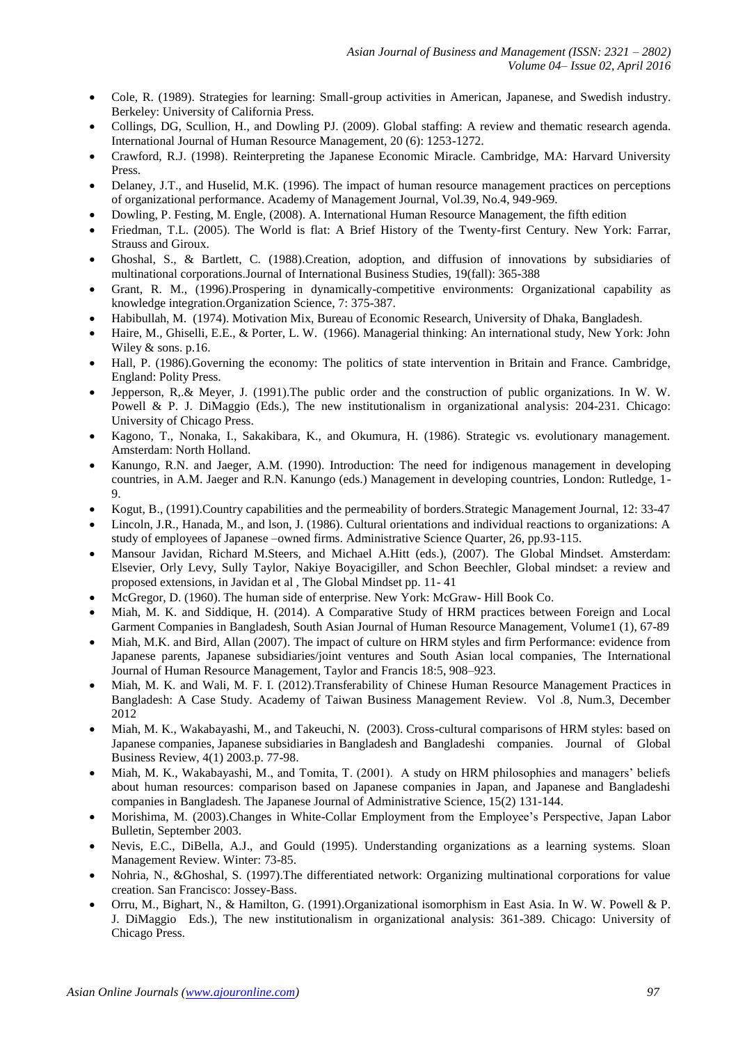- Cole, R. (1989). Strategies for learning: Small-group activities in American, Japanese, and Swedish industry. Berkeley: University of California Press.
- Collings, DG, Scullion, H., and Dowling PJ. (2009). Global staffing: A review and thematic research agenda. International Journal of Human Resource Management, 20 (6): 1253-1272.
- Crawford, R.J. (1998). Reinterpreting the Japanese Economic Miracle. Cambridge, MA: Harvard University Press.
- Delaney, J.T., and Huselid, M.K. (1996). The impact of human resource management practices on perceptions of organizational performance. Academy of Management Journal, Vol.39, No.4, 949-969.
- Dowling, P. Festing, M. Engle, (2008). A. International Human Resource Management, the fifth edition
- Friedman, T.L. (2005). The World is flat: A Brief History of the Twenty-first Century. New York: Farrar, Strauss and Giroux.
- Ghoshal, S., & Bartlett, C. (1988).Creation, adoption, and diffusion of innovations by subsidiaries of multinational corporations.Journal of International Business Studies, 19(fall): 365-388
- Grant, R. M., (1996).Prospering in dynamically-competitive environments: Organizational capability as knowledge integration.Organization Science, 7: 375-387.
- Habibullah, M. (1974). Motivation Mix, Bureau of Economic Research, University of Dhaka, Bangladesh.
- Haire, M., Ghiselli, E.E., & Porter, L. W. (1966). Managerial thinking: An international study, New York: John Wiley & sons. p.16.
- Hall, P. (1986).Governing the economy: The politics of state intervention in Britain and France. Cambridge, England: Polity Press.
- Jepperson, R,.& Meyer, J. (1991).The public order and the construction of public organizations. In W. W. Powell & P. J. DiMaggio (Eds.), The new institutionalism in organizational analysis: 204-231. Chicago: University of Chicago Press.
- Kagono, T., Nonaka, I., Sakakibara, K., and Okumura, H. (1986). Strategic vs. evolutionary management. Amsterdam: North Holland.
- Kanungo, R.N. and Jaeger, A.M. (1990). Introduction: The need for indigenous management in developing countries, in A.M. Jaeger and R.N. Kanungo (eds.) Management in developing countries, London: Rutledge, 1-9.
- Kogut, B., (1991).Country capabilities and the permeability of borders.Strategic Management Journal, 12: 33-47
- Lincoln, J.R., Hanada, M., and lson, J. (1986). Cultural orientations and individual reactions to organizations: A study of employees of Japanese –owned firms. Administrative Science Quarter, 26, pp.93-115.
- Mansour Javidan, Richard M.Steers, and Michael A.Hitt (eds.), (2007). The Global Mindset. Amsterdam: Elsevier, Orly Levy, Sully Taylor, Nakiye Boyacigiller, and Schon Beechler, Global mindset: a review and proposed extensions, in Javidan et al , The Global Mindset pp. 11- 41
- McGregor, D. (1960). The human side of enterprise. New York: McGraw- Hill Book Co.
- Miah, M. K. and Siddique, H. (2014). A Comparative Study of HRM practices between Foreign and Local Garment Companies in Bangladesh, South Asian Journal of Human Resource Management, Volume1 (1), 67-89
- Miah, M.K. and Bird, Allan (2007). The impact of culture on HRM styles and firm Performance: evidence from Japanese parents, Japanese subsidiaries/joint ventures and South Asian local companies, The International Journal of Human Resource Management, Taylor and Francis 18:5, 908–923.
- Miah, M. K. and Wali, M. F. I. (2012).Transferability of Chinese Human Resource Management Practices in Bangladesh: A Case Study. Academy of Taiwan Business Management Review. Vol .8, Num.3, December 2012
- Miah, M. K., Wakabayashi, M., and Takeuchi, N. (2003). Cross-cultural comparisons of HRM styles: based on Japanese companies, Japanese subsidiaries in Bangladesh and Bangladeshi companies. Journal of Global Business Review, 4(1) 2003.p. 77-98.
- Miah, M. K., Wakabayashi, M., and Tomita, T. (2001). A study on HRM philosophies and managers' beliefs about human resources: comparison based on Japanese companies in Japan, and Japanese and Bangladeshi companies in Bangladesh. The Japanese Journal of Administrative Science, 15(2) 131-144.
- Morishima, M. (2003).Changes in White-Collar Employment from the Employee's Perspective, Japan Labor Bulletin, September 2003.
- Nevis, E.C., DiBella, A.J., and Gould (1995). Understanding organizations as a learning systems. Sloan Management Review. Winter: 73-85.
- Nohria, N., &Ghoshal, S. (1997).The differentiated network: Organizing multinational corporations for value creation. San Francisco: Jossey-Bass.
- Orru, M., Bighart, N., & Hamilton, G. (1991).Organizational isomorphism in East Asia. In W. W. Powell & P. J. DiMaggio Eds.), The new institutionalism in organizational analysis: 361-389. Chicago: University of Chicago Press.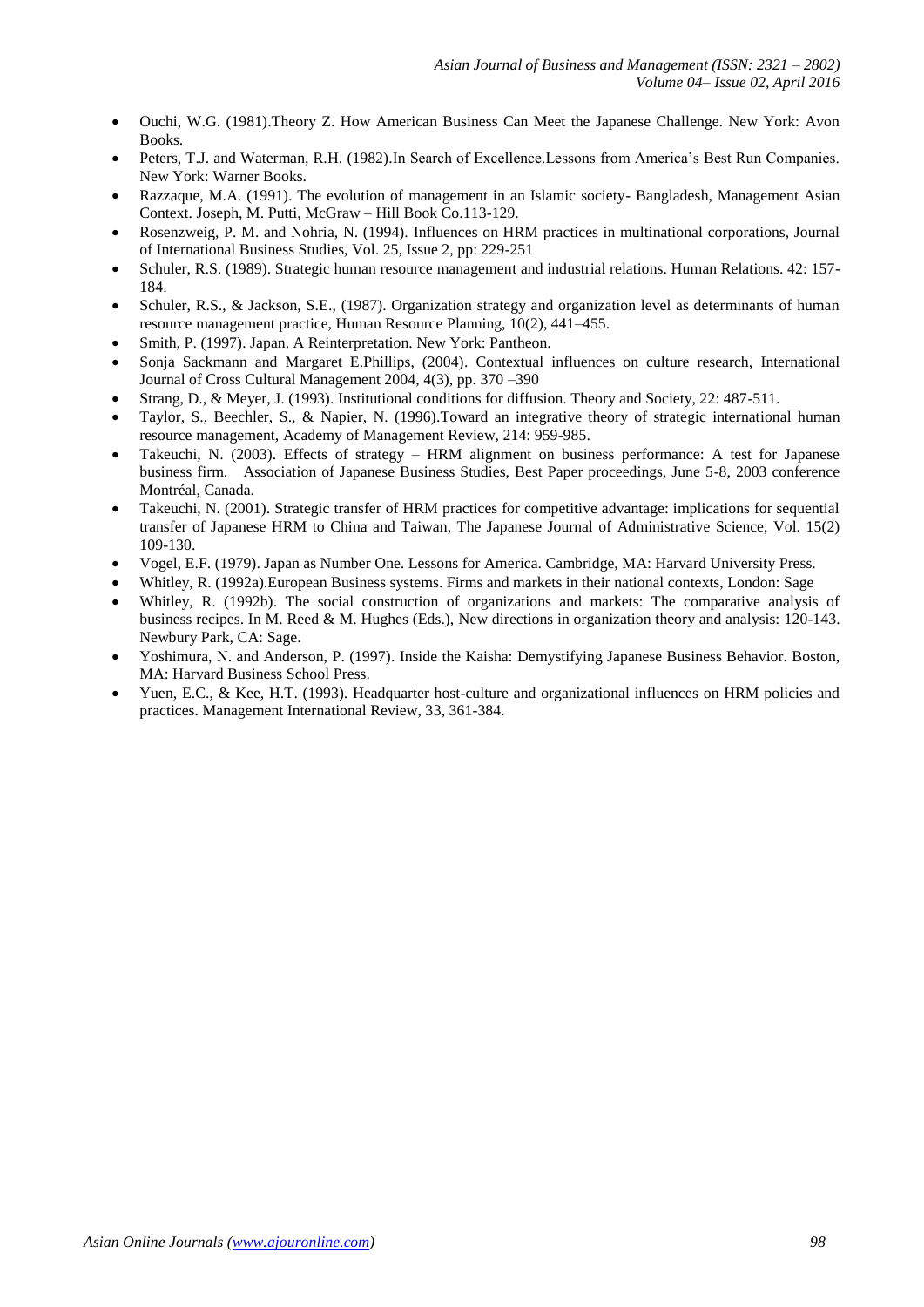- Ouchi, W.G. (1981).Theory Z. How American Business Can Meet the Japanese Challenge. New York: Avon Books.
- Peters, T.J. and Waterman, R.H. (1982).In Search of Excellence.Lessons from America's Best Run Companies. New York: Warner Books.
- Razzaque, M.A. (1991). The evolution of management in an Islamic society- Bangladesh, Management Asian Context. Joseph, M. Putti, McGraw – Hill Book Co.113-129.
- Rosenzweig, P. M. and Nohria, N. (1994). Influences on HRM practices in multinational corporations, Journal of International Business Studies, Vol. 25, Issue 2, pp: 229-251
- Schuler, R.S. (1989). Strategic human resource management and industrial relations. Human Relations. 42: 157-184.
- Schuler, R.S., & Jackson, S.E., (1987). Organization strategy and organization level as determinants of human resource management practice, Human Resource Planning, 10(2), 441–455.
- Smith, P. (1997). Japan. A Reinterpretation. New York: Pantheon.
- Sonja Sackmann and Margaret E.Phillips, (2004). Contextual influences on culture research, International Journal of Cross Cultural Management 2004, 4(3), pp. 370 –390
- Strang, D., & Meyer, J. (1993). Institutional conditions for diffusion. Theory and Society, 22: 487-511.
- Taylor, S., Beechler, S., & Napier, N. (1996).Toward an integrative theory of strategic international human resource management, Academy of Management Review, 214: 959-985.
- Takeuchi, N. (2003). Effects of strategy – HRM alignment on business performance: A test for Japanese business firm. Association of Japanese Business Studies, Best Paper proceedings, June 5-8, 2003 conference Montréal, Canada.
- Takeuchi, N. (2001). Strategic transfer of HRM practices for competitive advantage: implications for sequential transfer of Japanese HRM to China and Taiwan, The Japanese Journal of Administrative Science, Vol. 15(2) 109-130.
- Vogel, E.F. (1979). Japan as Number One. Lessons for America. Cambridge, MA: Harvard University Press.
- Whitley, R. (1992a).European Business systems. Firms and markets in their national contexts, London: Sage
- Whitley, R. (1992b). The social construction of organizations and markets: The comparative analysis of business recipes. In M. Reed & M. Hughes (Eds.), New directions in organization theory and analysis: 120-143. Newbury Park, CA: Sage.
- Yoshimura, N. and Anderson, P. (1997). Inside the Kaisha: Demystifying Japanese Business Behavior. Boston, MA: Harvard Business School Press.
- Yuen, E.C., & Kee, H.T. (1993). Headquarter host-culture and organizational influences on HRM policies and practices. Management International Review, 33, 361-384.